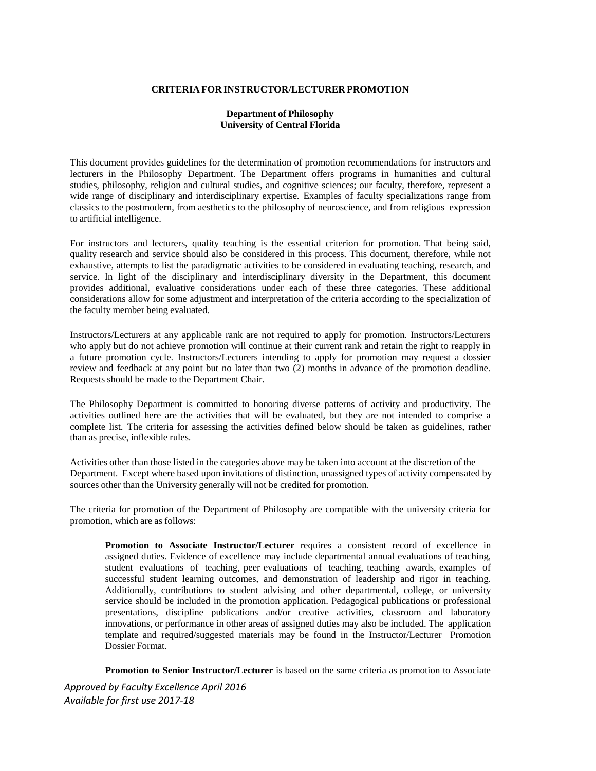# CRITERIA FOR INSTRUCTOR/LECTURER PROMOTION

## Department of Philosophy
## University of Central Florida

This document provides guidelines for the determination of promotion recommendations for instructors and lecturers in the Philosophy Department. The Department offers programs in humanities and cultural studies, philosophy, religion and cultural studies, and cognitive sciences; our faculty, therefore, represent a wide range of disciplinary and interdisciplinary expertise. Examples of faculty specializations range from classics to the postmodern, from aesthetics to the philosophy of neuroscience, and from religious expression to artificial intelligence.

For instructors and lecturers, quality teaching is the essential criterion for promotion. That being said, quality research and service should also be considered in this process. This document, therefore, while not exhaustive, attempts to list the paradigmatic activities to be considered in evaluating teaching, research, and service. In light of the disciplinary and interdisciplinary diversity in the Department, this document provides additional, evaluative considerations under each of these three categories. These additional considerations allow for some adjustment and interpretation of the criteria according to the specialization of the faculty member being evaluated.

Instructors/Lecturers at any applicable rank are not required to apply for promotion. Instructors/Lecturers who apply but do not achieve promotion will continue at their current rank and retain the right to reapply in a future promotion cycle. Instructors/Lecturers intending to apply for promotion may request a dossier review and feedback at any point but no later than two (2) months in advance of the promotion deadline. Requests should be made to the Department Chair.

The Philosophy Department is committed to honoring diverse patterns of activity and productivity. The activities outlined here are the activities that will be evaluated, but they are not intended to comprise a complete list. The criteria for assessing the activities defined below should be taken as guidelines, rather than as precise, inflexible rules.

Activities other than those listed in the categories above may be taken into account at the discretion of the Department. Except where based upon invitations of distinction, unassigned types of activity compensated by sources other than the University generally will not be credited for promotion.

The criteria for promotion of the Department of Philosophy are compatible with the university criteria for promotion, which are as follows:

> **Promotion to Associate Instructor/Lecturer** requires a consistent record of excellence in assigned duties. Evidence of excellence may include departmental annual evaluations of teaching, student evaluations of teaching, peer evaluations of teaching, teaching awards, examples of successful student learning outcomes, and demonstration of leadership and rigor in teaching. Additionally, contributions to student advising and other departmental, college, or university service should be included in the promotion application. Pedagogical publications or professional presentations, discipline publications and/or creative activities, classroom and laboratory innovations, or performance in other areas of assigned duties may also be included. The application template and required/suggested materials may be found in the Instructor/Lecturer Promotion Dossier Format.
>
> **Promotion to Senior Instructor/Lecturer** is based on the same criteria as promotion to Associate

*Approved by Faculty Excellence April 2016*
*Available for first use 2017-18*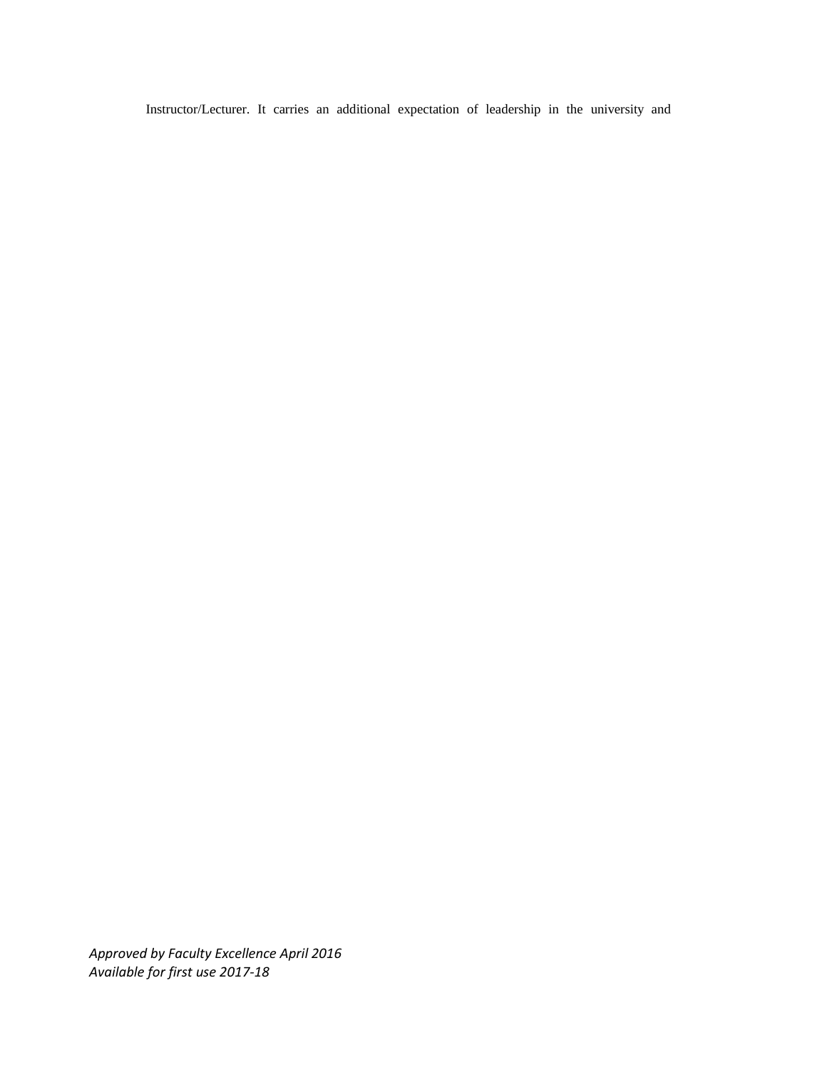Instructor/Lecturer. It carries an additional expectation of leadership in the university and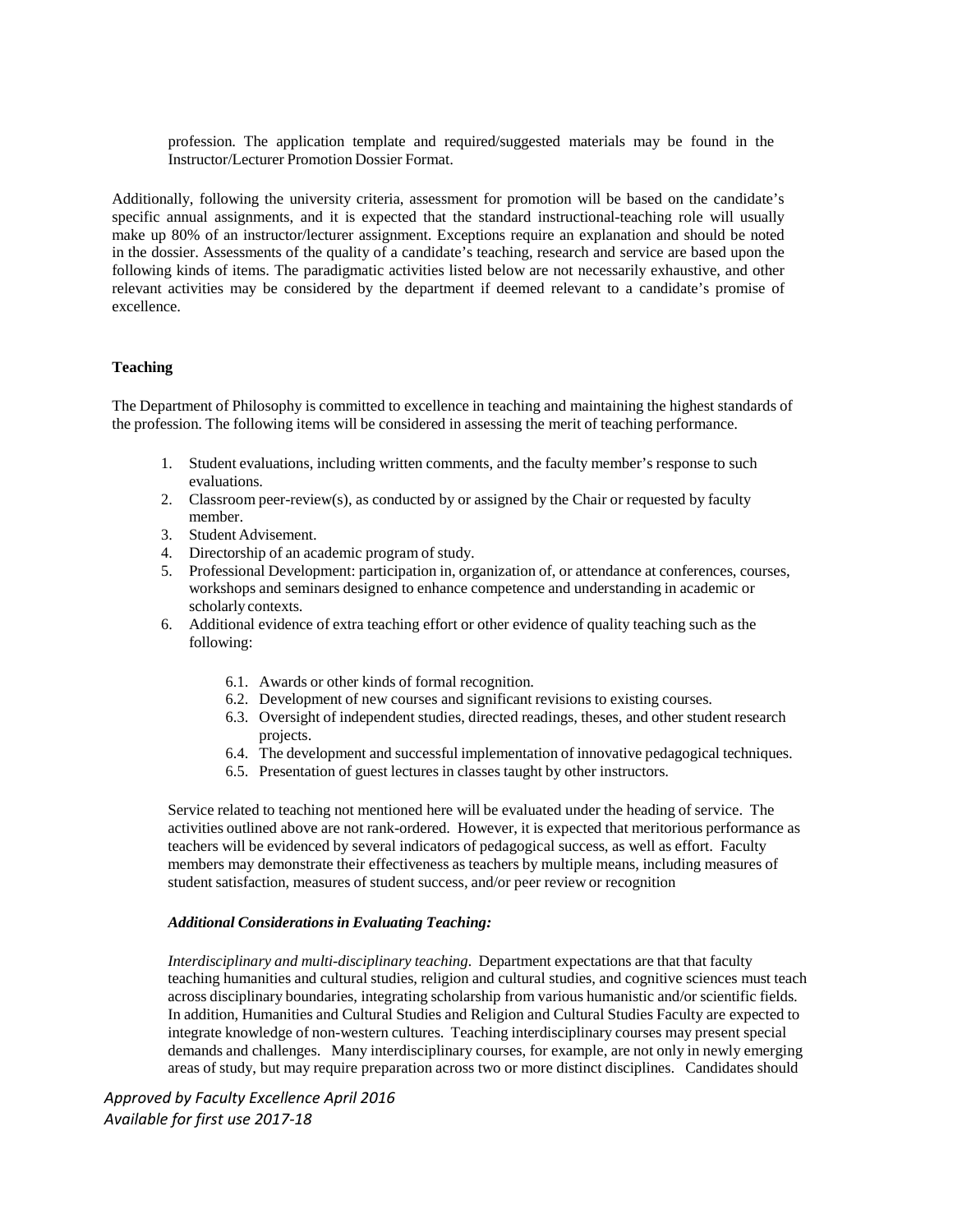profession. The application template and required/suggested materials may be found in the Instructor/Lecturer Promotion Dossier Format.

Additionally, following the university criteria, assessment for promotion will be based on the candidate's specific annual assignments, and it is expected that the standard instructional-teaching role will usually make up 80% of an instructor/lecturer assignment. Exceptions require an explanation and should be noted in the dossier. Assessments of the quality of a candidate's teaching, research and service are based upon the following kinds of items. The paradigmatic activities listed below are not necessarily exhaustive, and other relevant activities may be considered by the department if deemed relevant to a candidate's promise of excellence.

**Teaching**

The Department of Philosophy is committed to excellence in teaching and maintaining the highest standards of the profession. The following items will be considered in assessing the merit of teaching performance.

1. Student evaluations, including written comments, and the faculty member's response to such evaluations.
2. Classroom peer-review(s), as conducted by or assigned by the Chair or requested by faculty member.
3. Student Advisement.
4. Directorship of an academic program of study.
5. Professional Development: participation in, organization of, or attendance at conferences, courses, workshops and seminars designed to enhance competence and understanding in academic or scholarly contexts.
6. Additional evidence of extra teaching effort or other evidence of quality teaching such as the following:
   - 6.1. Awards or other kinds of formal recognition.
   - 6.2. Development of new courses and significant revisions to existing courses.
   - 6.3. Oversight of independent studies, directed readings, theses, and other student research projects.
   - 6.4. The development and successful implementation of innovative pedagogical techniques.
   - 6.5. Presentation of guest lectures in classes taught by other instructors.

Service related to teaching not mentioned here will be evaluated under the heading of service. The activities outlined above are not rank-ordered. However, it is expected that meritorious performance as teachers will be evidenced by several indicators of pedagogical success, as well as effort. Faculty members may demonstrate their effectiveness as teachers by multiple means, including measures of student satisfaction, measures of student success, and/or peer review or recognition

***Additional Considerations in Evaluating Teaching:***

*Interdisciplinary and multi-disciplinary teaching*. Department expectations are that that faculty teaching humanities and cultural studies, religion and cultural studies, and cognitive sciences must teach across disciplinary boundaries, integrating scholarship from various humanistic and/or scientific fields. In addition, Humanities and Cultural Studies and Religion and Cultural Studies Faculty are expected to integrate knowledge of non-western cultures. Teaching interdisciplinary courses may present special demands and challenges. Many interdisciplinary courses, for example, are not only in newly emerging areas of study, but may require preparation across two or more distinct disciplines. Candidates should

*Approved by Faculty Excellence April 2016*
*Available for first use 2017-18*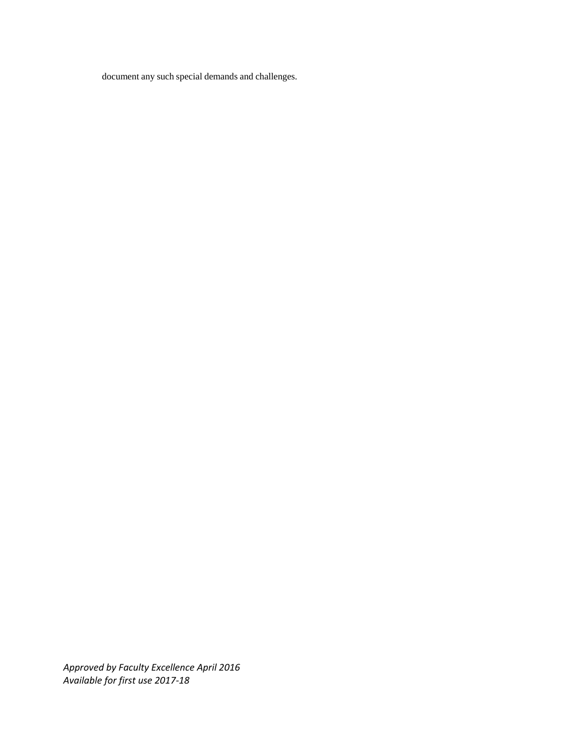document any such special demands and challenges.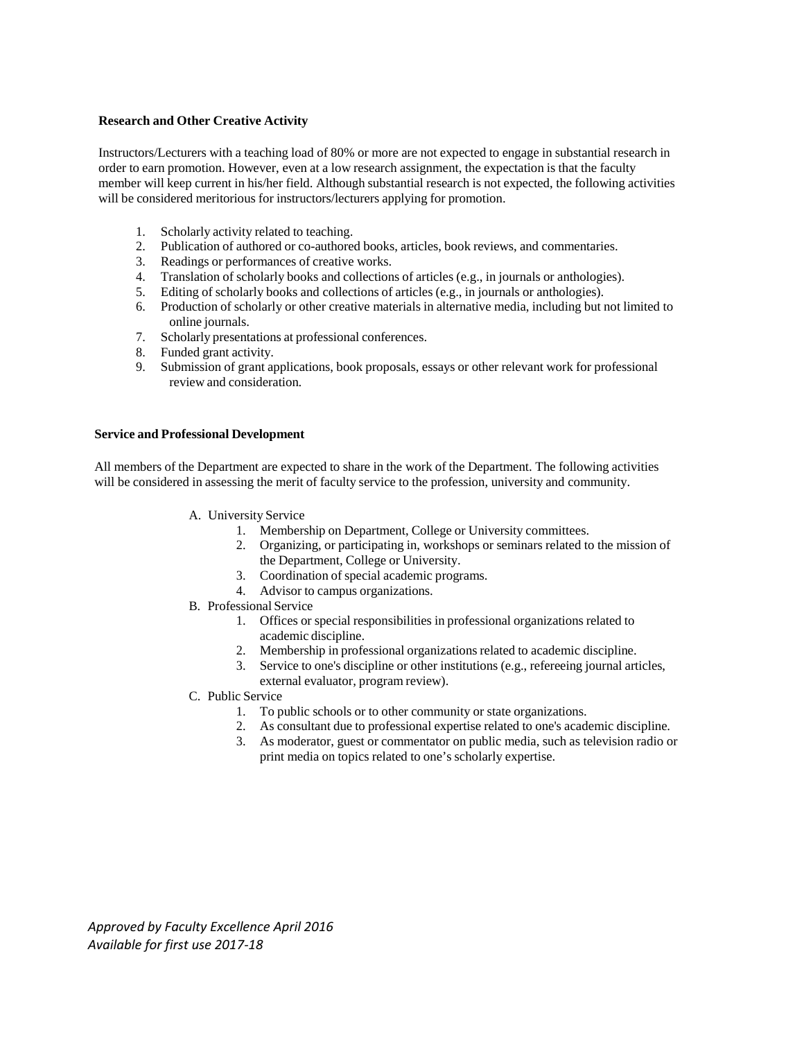**Research and Other Creative Activity**

Instructors/Lecturers with a teaching load of 80% or more are not expected to engage in substantial research in order to earn promotion. However, even at a low research assignment, the expectation is that the faculty member will keep current in his/her field. Although substantial research is not expected, the following activities will be considered meritorious for instructors/lecturers applying for promotion.

1. Scholarly activity related to teaching.
2. Publication of authored or co-authored books, articles, book reviews, and commentaries.
3. Readings or performances of creative works.
4. Translation of scholarly books and collections of articles (e.g., in journals or anthologies).
5. Editing of scholarly books and collections of articles (e.g., in journals or anthologies).
6. Production of scholarly or other creative materials in alternative media, including but not limited to online journals.
7. Scholarly presentations at professional conferences.
8. Funded grant activity.
9. Submission of grant applications, book proposals, essays or other relevant work for professional review and consideration.

**Service and Professional Development**

All members of the Department are expected to share in the work of the Department. The following activities will be considered in assessing the merit of faculty service to the profession, university and community.

A. University Service
    1. Membership on Department, College or University committees.
    2. Organizing, or participating in, workshops or seminars related to the mission of the Department, College or University.
    3. Coordination of special academic programs.
    4. Advisor to campus organizations.
B. Professional Service
    1. Offices or special responsibilities in professional organizations related to academic discipline.
    2. Membership in professional organizations related to academic discipline.
    3. Service to one's discipline or other institutions (e.g., refereeing journal articles, external evaluator, program review).
C. Public Service
    1. To public schools or to other community or state organizations.
    2. As consultant due to professional expertise related to one's academic discipline.
    3. As moderator, guest or commentator on public media, such as television radio or print media on topics related to one's scholarly expertise.

*Approved by Faculty Excellence April 2016*
*Available for first use 2017-18*